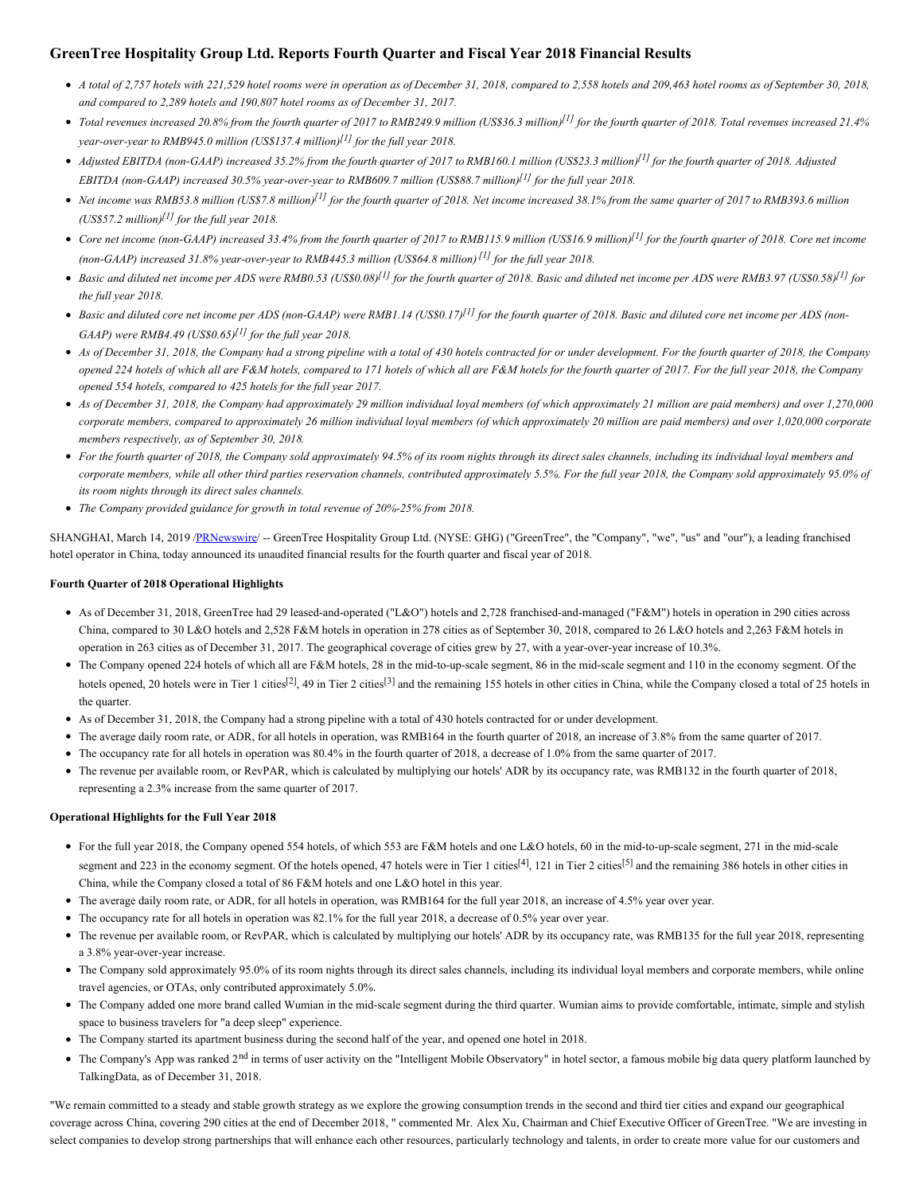# GreenTree Hospitality Group Ltd. Reports Fourth Quarter and Fiscal Year 2018 Financial Results

- *A total of 2,757 hotels with 221,529 hotel rooms were in operation as of December 31, 2018, compared to 2,558 hotels and 209,463 hotel rooms as of September 30, 2018, and compared to 2,289 hotels and 190,807 hotel rooms as of December 31, 2017.*
- *Total revenues increased 20.8% from the fourth quarter of 2017 to RMB249.9 million (US$36.3 million)[1] for the fourth quarter of 2018. Total revenues increased 21.4% year-over-year to RMB945.0 million (US$137.4 million)[1] for the full year 2018.*
- *Adjusted EBITDA (non-GAAP) increased 35.2% from the fourth quarter of 2017 to RMB160.1 million (US$23.3 million)[1] for the fourth quarter of 2018. Adjusted EBITDA (non-GAAP) increased 30.5% year-over-year to RMB609.7 million (US$88.7 million)[1] for the full year 2018.*
- *Net income was RMB53.8 million (US$7.8 million)[1] for the fourth quarter of 2018. Net income increased 38.1% from the same quarter of 2017 to RMB393.6 million (US$57.2 million)[1] for the full year 2018.*
- *Core net income (non-GAAP) increased 33.4% from the fourth quarter of 2017 to RMB115.9 million (US$16.9 million)[1] for the fourth quarter of 2018. Core net income (non-GAAP) increased 31.8% year-over-year to RMB445.3 million (US$64.8 million) [1] for the full year 2018.*
- *Basic and diluted net income per ADS were RMB0.53 (US$0.08)[1] for the fourth quarter of 2018. Basic and diluted net income per ADS were RMB3.97 (US$0.58)[1] for the full year 2018.*
- *Basic and diluted core net income per ADS (non-GAAP) were RMB1.14 (US$0.17)[1] for the fourth quarter of 2018. Basic and diluted core net income per ADS (non-GAAP) were RMB4.49 (US$0.65)[1] for the full year 2018.*
- *As of December 31, 2018, the Company had a strong pipeline with a total of 430 hotels contracted for or under development. For the fourth quarter of 2018, the Company opened 224 hotels of which all are F&M hotels, compared to 171 hotels of which all are F&M hotels for the fourth quarter of 2017. For the full year 2018, the Company opened 554 hotels, compared to 425 hotels for the full year 2017.*
- *As of December 31, 2018, the Company had approximately 29 million individual loyal members (of which approximately 21 million are paid members) and over 1,270,000 corporate members, compared to approximately 26 million individual loyal members (of which approximately 20 million are paid members) and over 1,020,000 corporate members respectively, as of September 30, 2018.*
- *For the fourth quarter of 2018, the Company sold approximately 94.5% of its room nights through its direct sales channels, including its individual loyal members and corporate members, while all other third parties reservation channels, contributed approximately 5.5%. For the full year 2018, the Company sold approximately 95.0% of its room nights through its direct sales channels.*
- *The Company provided guidance for growth in total revenue of 20%-25% from 2018.*

SHANGHAI, March 14, 2019 /PRNewswire/ -- GreenTree Hospitality Group Ltd. (NYSE: GHG) ("GreenTree", the "Company", "we", "us" and "our"), a leading franchised hotel operator in China, today announced its unaudited financial results for the fourth quarter and fiscal year of 2018.

**Fourth Quarter of 2018 Operational Highlights**

- As of December 31, 2018, GreenTree had 29 leased-and-operated ("L&O") hotels and 2,728 franchised-and-managed ("F&M") hotels in operation in 290 cities across China, compared to 30 L&O hotels and 2,528 F&M hotels in operation in 278 cities as of September 30, 2018, compared to 26 L&O hotels and 2,263 F&M hotels in operation in 263 cities as of December 31, 2017. The geographical coverage of cities grew by 27, with a year-over-year increase of 10.3%.
- The Company opened 224 hotels of which all are F&M hotels, 28 in the mid-to-up-scale segment, 86 in the mid-scale segment and 110 in the economy segment. Of the hotels opened, 20 hotels were in Tier 1 cities[2], 49 in Tier 2 cities[3] and the remaining 155 hotels in other cities in China, while the Company closed a total of 25 hotels in the quarter.
- As of December 31, 2018, the Company had a strong pipeline with a total of 430 hotels contracted for or under development.
- The average daily room rate, or ADR, for all hotels in operation, was RMB164 in the fourth quarter of 2018, an increase of 3.8% from the same quarter of 2017.
- The occupancy rate for all hotels in operation was 80.4% in the fourth quarter of 2018, a decrease of 1.0% from the same quarter of 2017.
- The revenue per available room, or RevPAR, which is calculated by multiplying our hotels' ADR by its occupancy rate, was RMB132 in the fourth quarter of 2018, representing a 2.3% increase from the same quarter of 2017.

**Operational Highlights for the Full Year 2018**

- For the full year 2018, the Company opened 554 hotels, of which 553 are F&M hotels and one L&O hotels, 60 in the mid-to-up-scale segment, 271 in the mid-scale segment and 223 in the economy segment. Of the hotels opened, 47 hotels were in Tier 1 cities[4], 121 in Tier 2 cities[5] and the remaining 386 hotels in other cities in China, while the Company closed a total of 86 F&M hotels and one L&O hotel in this year.
- The average daily room rate, or ADR, for all hotels in operation, was RMB164 for the full year 2018, an increase of 4.5% year over year.
- The occupancy rate for all hotels in operation was 82.1% for the full year 2018, a decrease of 0.5% year over year.
- The revenue per available room, or RevPAR, which is calculated by multiplying our hotels' ADR by its occupancy rate, was RMB135 for the full year 2018, representing a 3.8% year-over-year increase.
- The Company sold approximately 95.0% of its room nights through its direct sales channels, including its individual loyal members and corporate members, while online travel agencies, or OTAs, only contributed approximately 5.0%.
- The Company added one more brand called Wumian in the mid-scale segment during the third quarter. Wumian aims to provide comfortable, intimate, simple and stylish space to business travelers for "a deep sleep" experience.
- The Company started its apartment business during the second half of the year, and opened one hotel in 2018.
- The Company's App was ranked 2nd in terms of user activity on the "Intelligent Mobile Observatory" in hotel sector, a famous mobile big data query platform launched by TalkingData, as of December 31, 2018.

"We remain committed to a steady and stable growth strategy as we explore the growing consumption trends in the second and third tier cities and expand our geographical coverage across China, covering 290 cities at the end of December 2018, " commented Mr. Alex Xu, Chairman and Chief Executive Officer of GreenTree. "We are investing in select companies to develop strong partnerships that will enhance each other resources, particularly technology and talents, in order to create more value for our customers and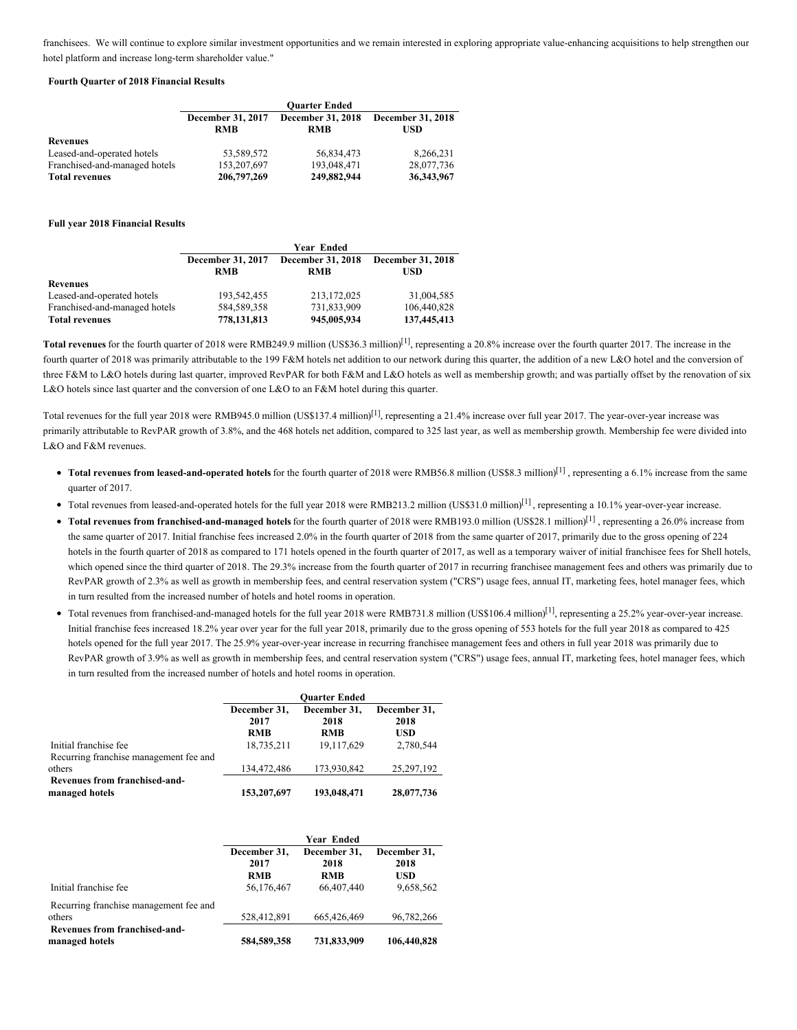franchisees. We will continue to explore similar investment opportunities and we remain interested in exploring appropriate value-enhancing acquisitions to help strengthen our hotel platform and increase long-term shareholder value."

**Fourth Quarter of 2018 Financial Results**

| | Quarter Ended | | |
|---|---|---|---|
| | December 31, 2017 RMB | December 31, 2018 RMB | December 31, 2018 USD |
| **Revenues** | | | |
| Leased-and-operated hotels | 53,589,572 | 56,834,473 | 8,266,231 |
| Franchised-and-managed hotels | 153,207,697 | 193,048,471 | 28,077,736 |
| **Total revenues** | **206,797,269** | **249,882,944** | **36,343,967** |

**Full year 2018 Financial Results**

| | Year Ended | | |
|---|---|---|---|
| | December 31, 2017 RMB | December 31, 2018 RMB | December 31, 2018 USD |
| **Revenues** | | | |
| Leased-and-operated hotels | 193,542,455 | 213,172,025 | 31,004,585 |
| Franchised-and-managed hotels | 584,589,358 | 731,833,909 | 106,440,828 |
| **Total revenues** | **778,131,813** | **945,005,934** | **137,445,413** |

**Total revenues** for the fourth quarter of 2018 were RMB249.9 million (US$36.3 million)[1], representing a 20.8% increase over the fourth quarter 2017. The increase in the fourth quarter of 2018 was primarily attributable to the 199 F&M hotels net addition to our network during this quarter, the addition of a new L&O hotel and the conversion of three F&M to L&O hotels during last quarter, improved RevPAR for both F&M and L&O hotels as well as membership growth; and was partially offset by the renovation of six L&O hotels since last quarter and the conversion of one L&O to an F&M hotel during this quarter.

Total revenues for the full year 2018 were RMB945.0 million (US$137.4 million)[1], representing a 21.4% increase over full year 2017. The year-over-year increase was primarily attributable to RevPAR growth of 3.8%, and the 468 hotels net addition, compared to 325 last year, as well as membership growth. Membership fee were divided into L&O and F&M revenues.

- **Total revenues from leased-and-operated hotels** for the fourth quarter of 2018 were RMB56.8 million (US$8.3 million)[1] , representing a 6.1% increase from the same quarter of 2017.
- Total revenues from leased-and-operated hotels for the full year 2018 were RMB213.2 million (US$31.0 million)[1] , representing a 10.1% year-over-year increase.
- **Total revenues from franchised-and-managed hotels** for the fourth quarter of 2018 were RMB193.0 million (US$28.1 million)[1] , representing a 26.0% increase from the same quarter of 2017. Initial franchise fees increased 2.0% in the fourth quarter of 2018 from the same quarter of 2017, primarily due to the gross opening of 224 hotels in the fourth quarter of 2018 as compared to 171 hotels opened in the fourth quarter of 2017, as well as a temporary waiver of initial franchisee fees for Shell hotels, which opened since the third quarter of 2018. The 29.3% increase from the fourth quarter of 2017 in recurring franchisee management fees and others was primarily due to RevPAR growth of 2.3% as well as growth in membership fees, and central reservation system ("CRS") usage fees, annual IT, marketing fees, hotel manager fees, which in turn resulted from the increased number of hotels and hotel rooms in operation.
- Total revenues from franchised-and-managed hotels for the full year 2018 were RMB731.8 million (US$106.4 million)[1], representing a 25.2% year-over-year increase. Initial franchise fees increased 18.2% year over year for the full year 2018, primarily due to the gross opening of 553 hotels for the full year 2018 as compared to 425 hotels opened for the full year 2017. The 25.9% year-over-year increase in recurring franchisee management fees and others in full year 2018 was primarily due to RevPAR growth of 3.9% as well as growth in membership fees, and central reservation system ("CRS") usage fees, annual IT, marketing fees, hotel manager fees, which in turn resulted from the increased number of hotels and hotel rooms in operation.

| | Quarter Ended | | |
|---|---|---|---|
| | December 31, 2017 RMB | December 31, 2018 RMB | December 31, 2018 USD |
| Initial franchise fee | 18,735,211 | 19,117,629 | 2,780,544 |
| Recurring franchise management fee and others | 134,472,486 | 173,930,842 | 25,297,192 |
| **Revenues from franchised-and-managed hotels** | **153,207,697** | **193,048,471** | **28,077,736** |

| | Year Ended | | |
|---|---|---|---|
| | December 31, 2017 RMB | December 31, 2018 RMB | December 31, 2018 USD |
| Initial franchise fee | 56,176,467 | 66,407,440 | 9,658,562 |
| Recurring franchise management fee and others | 528,412,891 | 665,426,469 | 96,782,266 |
| **Revenues from franchised-and-managed hotels** | **584,589,358** | **731,833,909** | **106,440,828** |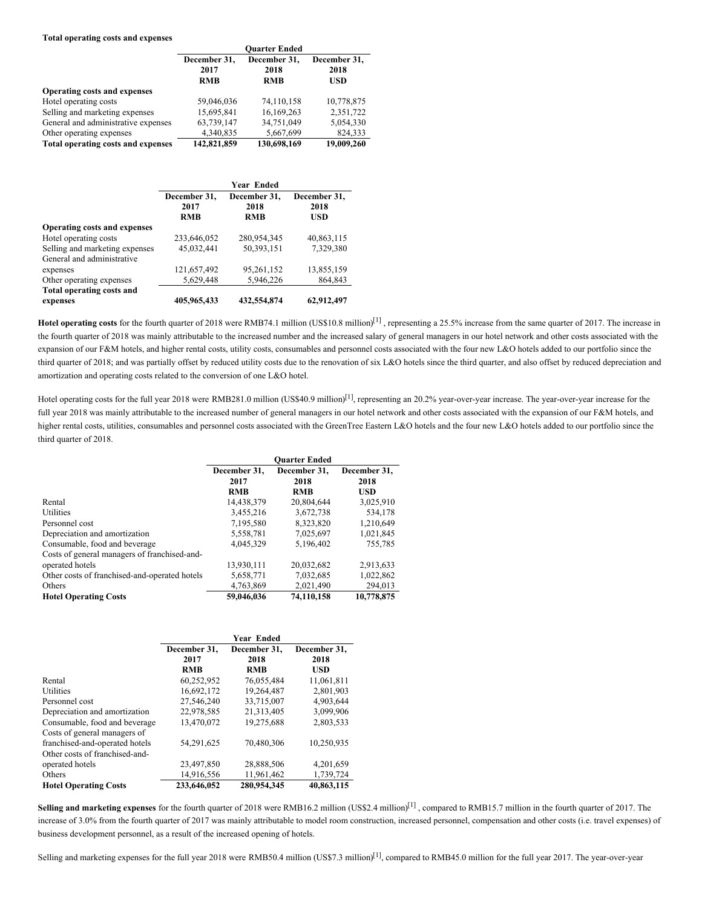**Total operating costs and expenses**

| | Quarter Ended | | |
|---|---|---|---|
| | December 31, 2017 RMB | December 31, 2018 RMB | December 31, 2018 USD |
| **Operating costs and expenses** | | | |
| Hotel operating costs | 59,046,036 | 74,110,158 | 10,778,875 |
| Selling and marketing expenses | 15,695,841 | 16,169,263 | 2,351,722 |
| General and administrative expenses | 63,739,147 | 34,751,049 | 5,054,330 |
| Other operating expenses | 4,340,835 | 5,667,699 | 824,333 |
| **Total operating costs and expenses** | **142,821,859** | **130,698,169** | **19,009,260** |

| | Year Ended | | |
|---|---|---|---|
| | December 31, 2017 RMB | December 31, 2018 RMB | December 31, 2018 USD |
| **Operating costs and expenses** | | | |
| Hotel operating costs | 233,646,052 | 280,954,345 | 40,863,115 |
| Selling and marketing expenses | 45,032,441 | 50,393,151 | 7,329,380 |
| General and administrative expenses | 121,657,492 | 95,261,152 | 13,855,159 |
| Other operating expenses | 5,629,448 | 5,946,226 | 864,843 |
| **Total operating costs and expenses** | **405,965,433** | **432,554,874** | **62,912,497** |

**Hotel operating costs** for the fourth quarter of 2018 were RMB74.1 million (US$10.8 million)[1] , representing a 25.5% increase from the same quarter of 2017. The increase in the fourth quarter of 2018 was mainly attributable to the increased number and the increased salary of general managers in our hotel network and other costs associated with the expansion of our F&M hotels, and higher rental costs, utility costs, consumables and personnel costs associated with the four new L&O hotels added to our portfolio since the third quarter of 2018; and was partially offset by reduced utility costs due to the renovation of six L&O hotels since the third quarter, and also offset by reduced depreciation and amortization and operating costs related to the conversion of one L&O hotel.

Hotel operating costs for the full year 2018 were RMB281.0 million (US$40.9 million)[1], representing an 20.2% year-over-year increase. The year-over-year increase for the full year 2018 was mainly attributable to the increased number of general managers in our hotel network and other costs associated with the expansion of our F&M hotels, and higher rental costs, utilities, consumables and personnel costs associated with the GreenTree Eastern L&O hotels and the four new L&O hotels added to our portfolio since the third quarter of 2018.

| | Quarter Ended | | |
|---|---|---|---|
| | December 31, 2017 RMB | December 31, 2018 RMB | December 31, 2018 USD |
| Rental | 14,438,379 | 20,804,644 | 3,025,910 |
| Utilities | 3,455,216 | 3,672,738 | 534,178 |
| Personnel cost | 7,195,580 | 8,323,820 | 1,210,649 |
| Depreciation and amortization | 5,558,781 | 7,025,697 | 1,021,845 |
| Consumable, food and beverage | 4,045,329 | 5,196,402 | 755,785 |
| Costs of general managers of franchised-and-operated hotels | 13,930,111 | 20,032,682 | 2,913,633 |
| Other costs of franchised-and-operated hotels | 5,658,771 | 7,032,685 | 1,022,862 |
| Others | 4,763,869 | 2,021,490 | 294,013 |
| **Hotel Operating Costs** | **59,046,036** | **74,110,158** | **10,778,875** |

| | Year Ended | | |
|---|---|---|---|
| | December 31, 2017 RMB | December 31, 2018 RMB | December 31, 2018 USD |
| Rental | 60,252,952 | 76,055,484 | 11,061,811 |
| Utilities | 16,692,172 | 19,264,487 | 2,801,903 |
| Personnel cost | 27,546,240 | 33,715,007 | 4,903,644 |
| Depreciation and amortization | 22,978,585 | 21,313,405 | 3,099,906 |
| Consumable, food and beverage | 13,470,072 | 19,275,688 | 2,803,533 |
| Costs of general managers of franchised-and-operated hotels | 54,291,625 | 70,480,306 | 10,250,935 |
| Other costs of franchised-and-operated hotels | 23,497,850 | 28,888,506 | 4,201,659 |
| Others | 14,916,556 | 11,961,462 | 1,739,724 |
| **Hotel Operating Costs** | **233,646,052** | **280,954,345** | **40,863,115** |

**Selling and marketing expenses** for the fourth quarter of 2018 were RMB16.2 million (US$2.4 million)[1] , compared to RMB15.7 million in the fourth quarter of 2017. The increase of 3.0% from the fourth quarter of 2017 was mainly attributable to model room construction, increased personnel, compensation and other costs (i.e. travel expenses) of business development personnel, as a result of the increased opening of hotels.

Selling and marketing expenses for the full year 2018 were RMB50.4 million (US$7.3 million)[1], compared to RMB45.0 million for the full year 2017. The year-over-year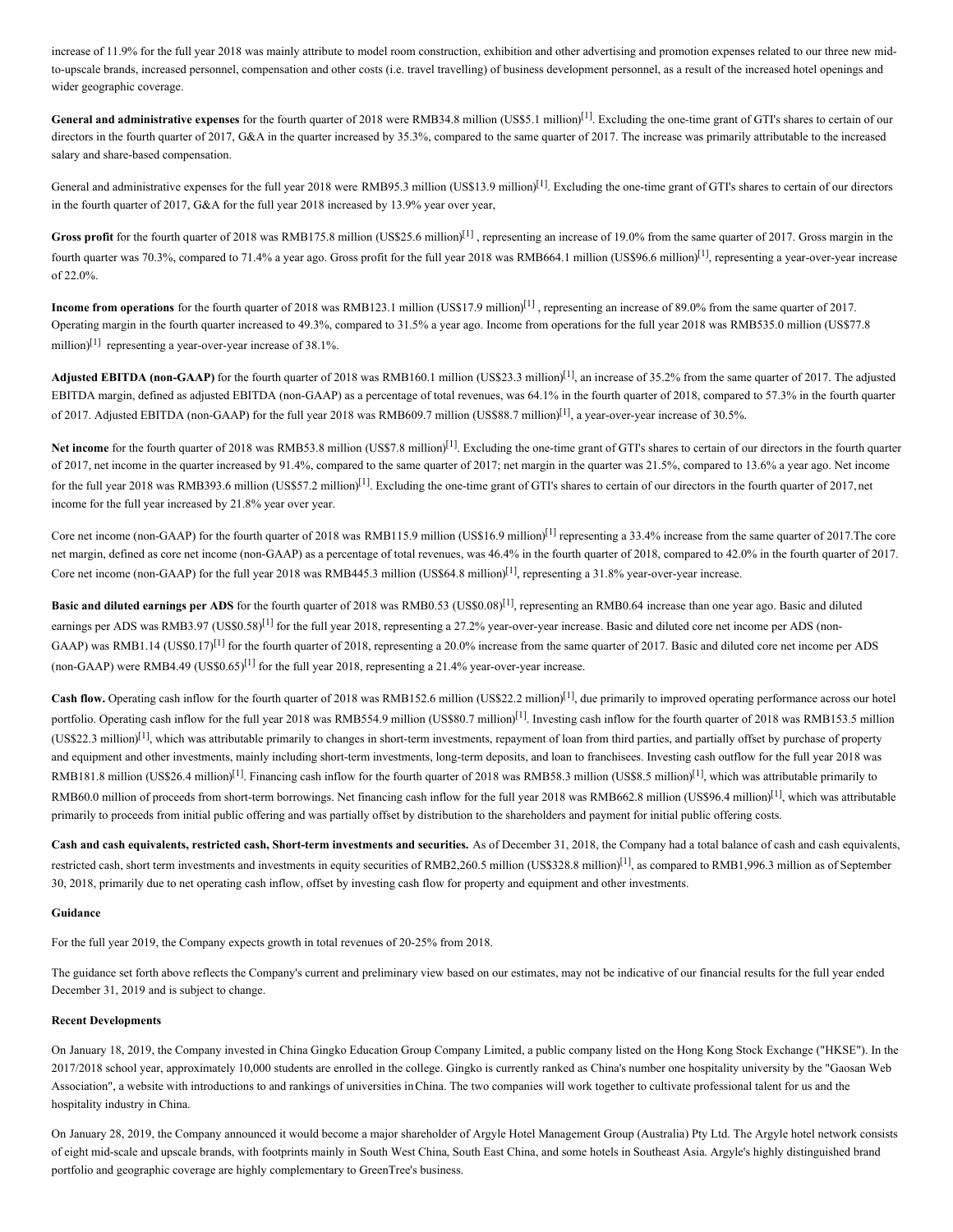increase of 11.9% for the full year 2018 was mainly attribute to model room construction, exhibition and other advertising and promotion expenses related to our three new mid-to-upscale brands, increased personnel, compensation and other costs (i.e. travel travelling) of business development personnel, as a result of the increased hotel openings and wider geographic coverage.

**General and administrative expenses** for the fourth quarter of 2018 were RMB34.8 million (US$5.1 million)[1]. Excluding the one-time grant of GTI's shares to certain of our directors in the fourth quarter of 2017, G&A in the quarter increased by 35.3%, compared to the same quarter of 2017. The increase was primarily attributable to the increased salary and share-based compensation.

General and administrative expenses for the full year 2018 were RMB95.3 million (US$13.9 million)[1]. Excluding the one-time grant of GTI's shares to certain of our directors in the fourth quarter of 2017, G&A for the full year 2018 increased by 13.9% year over year,

**Gross profit** for the fourth quarter of 2018 was RMB175.8 million (US$25.6 million)[1] , representing an increase of 19.0% from the same quarter of 2017. Gross margin in the fourth quarter was 70.3%, compared to 71.4% a year ago. Gross profit for the full year 2018 was RMB664.1 million (US$96.6 million)[1], representing a year-over-year increase of 22.0%.

**Income from operations** for the fourth quarter of 2018 was RMB123.1 million (US$17.9 million)[1] , representing an increase of 89.0% from the same quarter of 2017. Operating margin in the fourth quarter increased to 49.3%, compared to 31.5% a year ago. Income from operations for the full year 2018 was RMB535.0 million (US$77.8 million)[1] representing a year-over-year increase of 38.1%.

**Adjusted EBITDA (non-GAAP)** for the fourth quarter of 2018 was RMB160.1 million (US$23.3 million)[1], an increase of 35.2% from the same quarter of 2017. The adjusted EBITDA margin, defined as adjusted EBITDA (non-GAAP) as a percentage of total revenues, was 64.1% in the fourth quarter of 2018, compared to 57.3% in the fourth quarter of 2017. Adjusted EBITDA (non-GAAP) for the full year 2018 was RMB609.7 million (US$88.7 million)[1], a year-over-year increase of 30.5%.

**Net income** for the fourth quarter of 2018 was RMB53.8 million (US$7.8 million)[1]. Excluding the one-time grant of GTI's shares to certain of our directors in the fourth quarter of 2017, net income in the quarter increased by 91.4%, compared to the same quarter of 2017; net margin in the quarter was 21.5%, compared to 13.6% a year ago. Net income for the full year 2018 was RMB393.6 million (US$57.2 million)[1]. Excluding the one-time grant of GTI's shares to certain of our directors in the fourth quarter of 2017, net income for the full year increased by 21.8% year over year.

Core net income (non-GAAP) for the fourth quarter of 2018 was RMB115.9 million (US$16.9 million)[1] representing a 33.4% increase from the same quarter of 2017.The core net margin, defined as core net income (non-GAAP) as a percentage of total revenues, was 46.4% in the fourth quarter of 2018, compared to 42.0% in the fourth quarter of 2017. Core net income (non-GAAP) for the full year 2018 was RMB445.3 million (US$64.8 million)[1], representing a 31.8% year-over-year increase.

**Basic and diluted earnings per ADS** for the fourth quarter of 2018 was RMB0.53 (US$0.08)[1], representing an RMB0.64 increase than one year ago. Basic and diluted earnings per ADS was RMB3.97 (US$0.58)[1] for the full year 2018, representing a 27.2% year-over-year increase. Basic and diluted core net income per ADS (non-GAAP) was RMB1.14 (US$0.17)[1] for the fourth quarter of 2018, representing a 20.0% increase from the same quarter of 2017. Basic and diluted core net income per ADS (non-GAAP) were RMB4.49 (US$0.65)[1] for the full year 2018, representing a 21.4% year-over-year increase.

**Cash flow.** Operating cash inflow for the fourth quarter of 2018 was RMB152.6 million (US$22.2 million)[1], due primarily to improved operating performance across our hotel portfolio. Operating cash inflow for the full year 2018 was RMB554.9 million (US$80.7 million)[1]. Investing cash inflow for the fourth quarter of 2018 was RMB153.5 million (US$22.3 million)[1], which was attributable primarily to changes in short-term investments, repayment of loan from third parties, and partially offset by purchase of property and equipment and other investments, mainly including short-term investments, long-term deposits, and loan to franchisees. Investing cash outflow for the full year 2018 was RMB181.8 million (US$26.4 million)[1]. Financing cash inflow for the fourth quarter of 2018 was RMB58.3 million (US$8.5 million)[1], which was attributable primarily to RMB60.0 million of proceeds from short-term borrowings. Net financing cash inflow for the full year 2018 was RMB662.8 million (US$96.4 million)[1], which was attributable primarily to proceeds from initial public offering and was partially offset by distribution to the shareholders and payment for initial public offering costs.

**Cash and cash equivalents, restricted cash, Short-term investments and securities.** As of December 31, 2018, the Company had a total balance of cash and cash equivalents, restricted cash, short term investments and investments in equity securities of RMB2,260.5 million (US$328.8 million)[1], as compared to RMB1,996.3 million as of September 30, 2018, primarily due to net operating cash inflow, offset by investing cash flow for property and equipment and other investments.

**Guidance**

For the full year 2019, the Company expects growth in total revenues of 20-25% from 2018.

The guidance set forth above reflects the Company's current and preliminary view based on our estimates, may not be indicative of our financial results for the full year ended December 31, 2019 and is subject to change.

**Recent Developments**

On January 18, 2019, the Company invested in China Gingko Education Group Company Limited, a public company listed on the Hong Kong Stock Exchange ("HKSE"). In the 2017/2018 school year, approximately 10,000 students are enrolled in the college. Gingko is currently ranked as China's number one hospitality university by the "Gaosan Web Association", a website with introductions to and rankings of universities in China. The two companies will work together to cultivate professional talent for us and the hospitality industry in China.

On January 28, 2019, the Company announced it would become a major shareholder of Argyle Hotel Management Group (Australia) Pty Ltd. The Argyle hotel network consists of eight mid-scale and upscale brands, with footprints mainly in South West China, South East China, and some hotels in Southeast Asia. Argyle's highly distinguished brand portfolio and geographic coverage are highly complementary to GreenTree's business.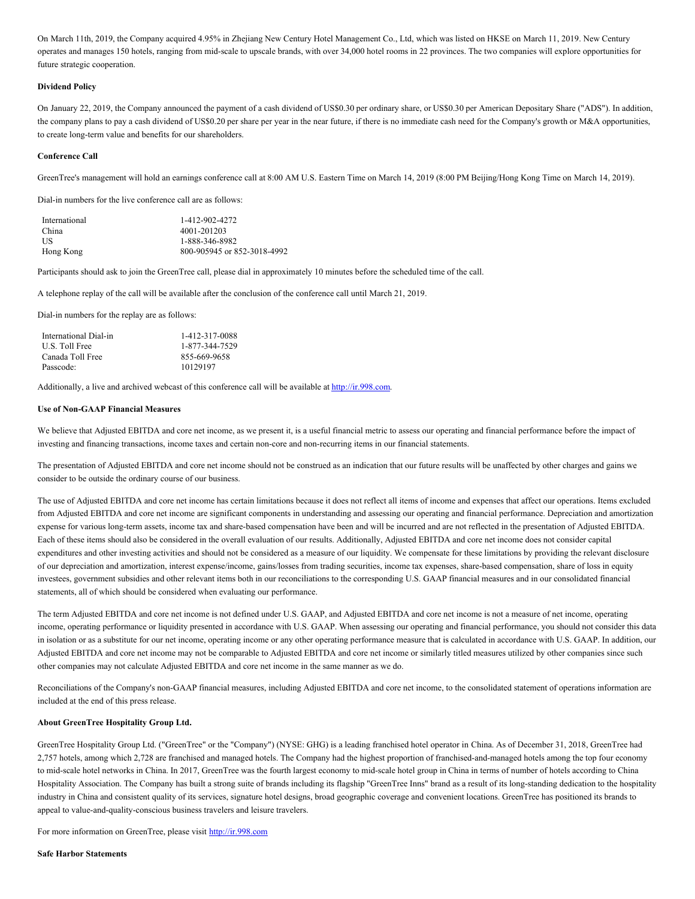On March 11th, 2019, the Company acquired 4.95% in Zhejiang New Century Hotel Management Co., Ltd, which was listed on HKSE on March 11, 2019. New Century operates and manages 150 hotels, ranging from mid-scale to upscale brands, with over 34,000 hotel rooms in 22 provinces. The two companies will explore opportunities for future strategic cooperation.

**Dividend Policy**

On January 22, 2019, the Company announced the payment of a cash dividend of US$0.30 per ordinary share, or US$0.30 per American Depositary Share ("ADS"). In addition, the company plans to pay a cash dividend of US$0.20 per share per year in the near future, if there is no immediate cash need for the Company's growth or M&A opportunities, to create long-term value and benefits for our shareholders.

**Conference Call**

GreenTree's management will hold an earnings conference call at 8:00 AM U.S. Eastern Time on March 14, 2019 (8:00 PM Beijing/Hong Kong Time on March 14, 2019).

Dial-in numbers for the live conference call are as follows:

| | |
|---|---|
| International | 1-412-902-4272 |
| China | 4001-201203 |
| US | 1-888-346-8982 |
| Hong Kong | 800-905945 or 852-3018-4992 |

Participants should ask to join the GreenTree call, please dial in approximately 10 minutes before the scheduled time of the call.

A telephone replay of the call will be available after the conclusion of the conference call until March 21, 2019.

Dial-in numbers for the replay are as follows:

| | |
|---|---|
| International Dial-in | 1-412-317-0088 |
| U.S. Toll Free | 1-877-344-7529 |
| Canada Toll Free | 855-669-9658 |
| Passcode: | 10129197 |

Additionally, a live and archived webcast of this conference call will be available at http://ir.998.com.

**Use of Non-GAAP Financial Measures**

We believe that Adjusted EBITDA and core net income, as we present it, is a useful financial metric to assess our operating and financial performance before the impact of investing and financing transactions, income taxes and certain non-core and non-recurring items in our financial statements.

The presentation of Adjusted EBITDA and core net income should not be construed as an indication that our future results will be unaffected by other charges and gains we consider to be outside the ordinary course of our business.

The use of Adjusted EBITDA and core net income has certain limitations because it does not reflect all items of income and expenses that affect our operations. Items excluded from Adjusted EBITDA and core net income are significant components in understanding and assessing our operating and financial performance. Depreciation and amortization expense for various long-term assets, income tax and share-based compensation have been and will be incurred and are not reflected in the presentation of Adjusted EBITDA. Each of these items should also be considered in the overall evaluation of our results. Additionally, Adjusted EBITDA and core net income does not consider capital expenditures and other investing activities and should not be considered as a measure of our liquidity. We compensate for these limitations by providing the relevant disclosure of our depreciation and amortization, interest expense/income, gains/losses from trading securities, income tax expenses, share-based compensation, share of loss in equity investees, government subsidies and other relevant items both in our reconciliations to the corresponding U.S. GAAP financial measures and in our consolidated financial statements, all of which should be considered when evaluating our performance.

The term Adjusted EBITDA and core net income is not defined under U.S. GAAP, and Adjusted EBITDA and core net income is not a measure of net income, operating income, operating performance or liquidity presented in accordance with U.S. GAAP. When assessing our operating and financial performance, you should not consider this data in isolation or as a substitute for our net income, operating income or any other operating performance measure that is calculated in accordance with U.S. GAAP. In addition, our Adjusted EBITDA and core net income may not be comparable to Adjusted EBITDA and core net income or similarly titled measures utilized by other companies since such other companies may not calculate Adjusted EBITDA and core net income in the same manner as we do.

Reconciliations of the Company's non-GAAP financial measures, including Adjusted EBITDA and core net income, to the consolidated statement of operations information are included at the end of this press release.

**About GreenTree Hospitality Group Ltd.**

GreenTree Hospitality Group Ltd. ("GreenTree" or the "Company") (NYSE: GHG) is a leading franchised hotel operator in China. As of December 31, 2018, GreenTree had 2,757 hotels, among which 2,728 are franchised and managed hotels. The Company had the highest proportion of franchised-and-managed hotels among the top four economy to mid-scale hotel networks in China. In 2017, GreenTree was the fourth largest economy to mid-scale hotel group in China in terms of number of hotels according to China Hospitality Association. The Company has built a strong suite of brands including its flagship "GreenTree Inns" brand as a result of its long-standing dedication to the hospitality industry in China and consistent quality of its services, signature hotel designs, broad geographic coverage and convenient locations. GreenTree has positioned its brands to appeal to value-and-quality-conscious business travelers and leisure travelers.

For more information on GreenTree, please visit http://ir.998.com

**Safe Harbor Statements**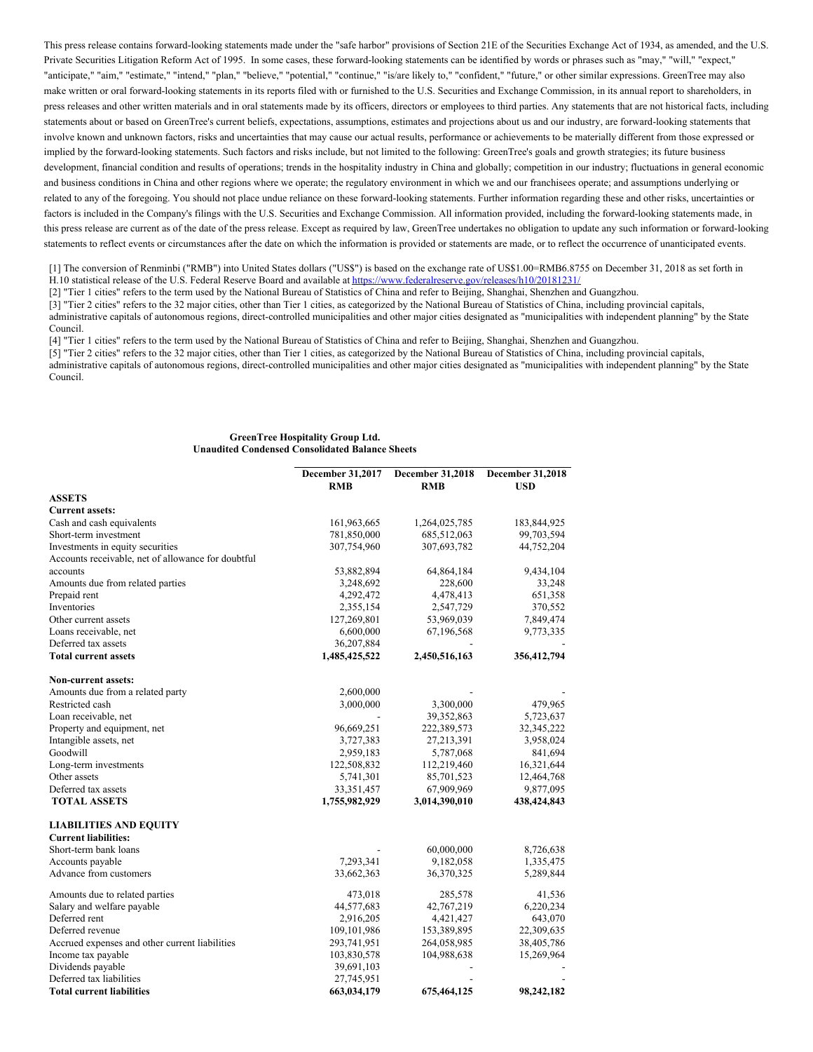This press release contains forward-looking statements made under the "safe harbor" provisions of Section 21E of the Securities Exchange Act of 1934, as amended, and the U.S. Private Securities Litigation Reform Act of 1995. In some cases, these forward-looking statements can be identified by words or phrases such as "may," "will," "expect," "anticipate," "aim," "estimate," "intend," "plan," "believe," "potential," "continue," "is/are likely to," "confident," "future," or other similar expressions. GreenTree may also make written or oral forward-looking statements in its reports filed with or furnished to the U.S. Securities and Exchange Commission, in its annual report to shareholders, in press releases and other written materials and in oral statements made by its officers, directors or employees to third parties. Any statements that are not historical facts, including statements about or based on GreenTree's current beliefs, expectations, assumptions, estimates and projections about us and our industry, are forward-looking statements that involve known and unknown factors, risks and uncertainties that may cause our actual results, performance or achievements to be materially different from those expressed or implied by the forward-looking statements. Such factors and risks include, but not limited to the following: GreenTree's goals and growth strategies; its future business development, financial condition and results of operations; trends in the hospitality industry in China and globally; competition in our industry; fluctuations in general economic and business conditions in China and other regions where we operate; the regulatory environment in which we and our franchisees operate; and assumptions underlying or related to any of the foregoing. You should not place undue reliance on these forward-looking statements. Further information regarding these and other risks, uncertainties or factors is included in the Company's filings with the U.S. Securities and Exchange Commission. All information provided, including the forward-looking statements made, in this press release are current as of the date of the press release. Except as required by law, GreenTree undertakes no obligation to update any such information or forward-looking statements to reflect events or circumstances after the date on which the information is provided or statements are made, or to reflect the occurrence of unanticipated events.

[1] The conversion of Renminbi ("RMB") into United States dollars ("US$") is based on the exchange rate of US$1.00=RMB6.8755 on December 31, 2018 as set forth in H.10 statistical release of the U.S. Federal Reserve Board and available at https://www.federalreserve.gov/releases/h10/20181231/

[2] "Tier 1 cities" refers to the term used by the National Bureau of Statistics of China and refer to Beijing, Shanghai, Shenzhen and Guangzhou.

[3] "Tier 2 cities" refers to the 32 major cities, other than Tier 1 cities, as categorized by the National Bureau of Statistics of China, including provincial capitals, administrative capitals of autonomous regions, direct-controlled municipalities and other major cities designated as "municipalities with independent planning" by the State Council.

[4] "Tier 1 cities" refers to the term used by the National Bureau of Statistics of China and refer to Beijing, Shanghai, Shenzhen and Guangzhou.

[5] "Tier 2 cities" refers to the 32 major cities, other than Tier 1 cities, as categorized by the National Bureau of Statistics of China, including provincial capitals, administrative capitals of autonomous regions, direct-controlled municipalities and other major cities designated as "municipalities with independent planning" by the State Council.

**GreenTree Hospitality Group Ltd.**
**Unaudited Condensed Consolidated Balance Sheets**

| | December 31,2017 RMB | December 31,2018 RMB | December 31,2018 USD |
|---|---|---|---|
| **ASSETS** | | | |
| **Current assets:** | | | |
| Cash and cash equivalents | 161,963,665 | 1,264,025,785 | 183,844,925 |
| Short-term investment | 781,850,000 | 685,512,063 | 99,703,594 |
| Investments in equity securities | 307,754,960 | 307,693,782 | 44,752,204 |
| Accounts receivable, net of allowance for doubtful accounts | 53,882,894 | 64,864,184 | 9,434,104 |
| Amounts due from related parties | 3,248,692 | 228,600 | 33,248 |
| Prepaid rent | 4,292,472 | 4,478,413 | 651,358 |
| Inventories | 2,355,154 | 2,547,729 | 370,552 |
| Other current assets | 127,269,801 | 53,969,039 | 7,849,474 |
| Loans receivable, net | 6,600,000 | 67,196,568 | 9,773,335 |
| Deferred tax assets | 36,207,884 | - | - |
| **Total current assets** | **1,485,425,522** | **2,450,516,163** | **356,412,794** |
| | | | |
| **Non-current assets:** | | | |
| Amounts due from a related party | 2,600,000 | - | - |
| Restricted cash | 3,000,000 | 3,300,000 | 479,965 |
| Loan receivable, net | - | 39,352,863 | 5,723,637 |
| Property and equipment, net | 96,669,251 | 222,389,573 | 32,345,222 |
| Intangible assets, net | 3,727,383 | 27,213,391 | 3,958,024 |
| Goodwill | 2,959,183 | 5,787,068 | 841,694 |
| Long-term investments | 122,508,832 | 112,219,460 | 16,321,644 |
| Other assets | 5,741,301 | 85,701,523 | 12,464,768 |
| Deferred tax assets | 33,351,457 | 67,909,969 | 9,877,095 |
| **TOTAL ASSETS** | **1,755,982,929** | **3,014,390,010** | **438,424,843** |
| | | | |
| **LIABILITIES AND EQUITY** | | | |
| **Current liabilities:** | | | |
| Short-term bank loans | - | 60,000,000 | 8,726,638 |
| Accounts payable | 7,293,341 | 9,182,058 | 1,335,475 |
| Advance from customers | 33,662,363 | 36,370,325 | 5,289,844 |
| Amounts due to related parties | 473,018 | 285,578 | 41,536 |
| Salary and welfare payable | 44,577,683 | 42,767,219 | 6,220,234 |
| Deferred rent | 2,916,205 | 4,421,427 | 643,070 |
| Deferred revenue | 109,101,986 | 153,389,895 | 22,309,635 |
| Accrued expenses and other current liabilities | 293,741,951 | 264,058,985 | 38,405,786 |
| Income tax payable | 103,830,578 | 104,988,638 | 15,269,964 |
| Dividends payable | 39,691,103 | - | - |
| Deferred tax liabilities | 27,745,951 | - | - |
| **Total current liabilities** | **663,034,179** | **675,464,125** | **98,242,182** |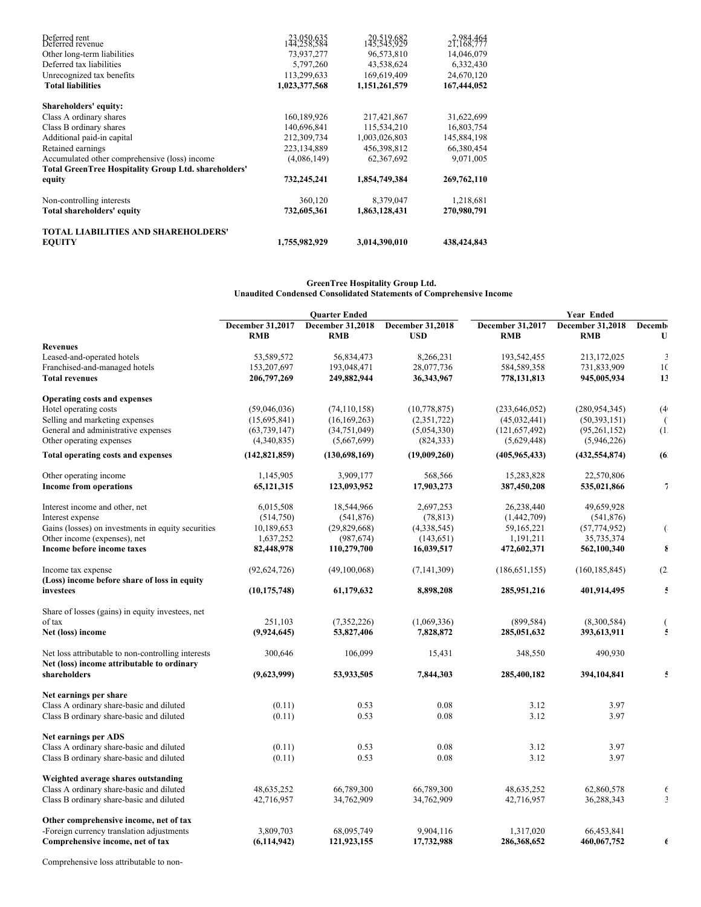| | | | |
|---|---|---|---|
| Deferred rent | 23,050,635 | 20,519,682 | 2,984,464 |
| Deferred revenue | 144,258,584 | 145,545,929 | 21,168,777 |
| Other long-term liabilities | 73,937,277 | 96,573,810 | 14,046,079 |
| Deferred tax liabilities | 5,797,260 | 43,538,624 | 6,332,430 |
| Unrecognized tax benefits | 113,299,633 | 169,619,409 | 24,670,120 |
| **Total liabilities** | **1,023,377,568** | **1,151,261,579** | **167,444,052** |
| | | | |
| **Shareholders' equity:** | | | |
| Class A ordinary shares | 160,189,926 | 217,421,867 | 31,622,699 |
| Class B ordinary shares | 140,696,841 | 115,534,210 | 16,803,754 |
| Additional paid-in capital | 212,309,734 | 1,003,026,803 | 145,884,198 |
| Retained earnings | 223,134,889 | 456,398,812 | 66,380,454 |
| Accumulated other comprehensive (loss) income | (4,086,149) | 62,367,692 | 9,071,005 |
| **Total GreenTree Hospitality Group Ltd. shareholders' equity** | **732,245,241** | **1,854,749,384** | **269,762,110** |
| | | | |
| Non-controlling interests | 360,120 | 8,379,047 | 1,218,681 |
| **Total shareholders' equity** | **732,605,361** | **1,863,128,431** | **270,980,791** |
| | | | |
| **TOTAL LIABILITIES AND SHAREHOLDERS' EQUITY** | **1,755,982,929** | **3,014,390,010** | **438,424,843** |

**GreenTree Hospitality Group Ltd.**
**Unaudited Condensed Consolidated Statements of Comprehensive Income**

| | Quarter Ended | | | Year Ended | | |
|---|---|---|---|---|---|---|
| | December 31,2017 RMB | December 31,2018 RMB | December 31,2018 USD | December 31,2017 RMB | December 31,2018 RMB | Decemb U |
| **Revenues** | | | | | | |
| Leased-and-operated hotels | 53,589,572 | 56,834,473 | 8,266,231 | 193,542,455 | 213,172,025 | 3 |
| Franchised-and-managed hotels | 153,207,697 | 193,048,471 | 28,077,736 | 584,589,358 | 731,833,909 | 10 |
| **Total revenues** | **206,797,269** | **249,882,944** | **36,343,967** | **778,131,813** | **945,005,934** | **13** |
| | | | | | | |
| **Operating costs and expenses** | | | | | | |
| Hotel operating costs | (59,046,036) | (74,110,158) | (10,778,875) | (233,646,052) | (280,954,345) | (4 |
| Selling and marketing expenses | (15,695,841) | (16,169,263) | (2,351,722) | (45,032,441) | (50,393,151) | ( |
| General and administrative expenses | (63,739,147) | (34,751,049) | (5,054,330) | (121,657,492) | (95,261,152) | (1 |
| Other operating expenses | (4,340,835) | (5,667,699) | (824,333) | (5,629,448) | (5,946,226) | |
| **Total operating costs and expenses** | **(142,821,859)** | **(130,698,169)** | **(19,009,260)** | **(405,965,433)** | **(432,554,874)** | **(6** |
| | | | | | | |
| Other operating income | 1,145,905 | 3,909,177 | 568,566 | 15,283,828 | 22,570,806 | |
| **Income from operations** | **65,121,315** | **123,093,952** | **17,903,273** | **387,450,208** | **535,021,866** | **7** |
| | | | | | | |
| Interest income and other, net | 6,015,508 | 18,544,966 | 2,697,253 | 26,238,440 | 49,659,928 | |
| Interest expense | (514,750) | (541,876) | (78,813) | (1,442,709) | (541,876) | |
| Gains (losses) on investments in equity securities | 10,189,653 | (29,829,668) | (4,338,545) | 59,165,221 | (57,774,952) | ( |
| Other income (expenses), net | 1,637,252 | (987,674) | (143,651) | 1,191,211 | 35,735,374 | |
| **Income before income taxes** | **82,448,978** | **110,279,700** | **16,039,517** | **472,602,371** | **562,100,340** | **8** |
| | | | | | | |
| Income tax expense | (92,624,726) | (49,100,068) | (7,141,309) | (186,651,155) | (160,185,845) | (2 |
| **(Loss) income before share of loss in equity investees** | **(10,175,748)** | **61,179,632** | **8,898,208** | **285,951,216** | **401,914,495** | **5** |
| | | | | | | |
| Share of losses (gains) in equity investees, net of tax | 251,103 | (7,352,226) | (1,069,336) | (899,584) | (8,300,584) | ( |
| **Net (loss) income** | **(9,924,645)** | **53,827,406** | **7,828,872** | **285,051,632** | **393,613,911** | **5** |
| | | | | | | |
| Net loss attributable to non-controlling interests | 300,646 | 106,099 | 15,431 | 348,550 | 490,930 | |
| **Net (loss) income attributable to ordinary shareholders** | **(9,623,999)** | **53,933,505** | **7,844,303** | **285,400,182** | **394,104,841** | **5** |
| | | | | | | |
| **Net earnings per share** | | | | | | |
| Class A ordinary share-basic and diluted | (0.11) | 0.53 | 0.08 | 3.12 | 3.97 | |
| Class B ordinary share-basic and diluted | (0.11) | 0.53 | 0.08 | 3.12 | 3.97 | |
| | | | | | | |
| **Net earnings per ADS** | | | | | | |
| Class A ordinary share-basic and diluted | (0.11) | 0.53 | 0.08 | 3.12 | 3.97 | |
| Class B ordinary share-basic and diluted | (0.11) | 0.53 | 0.08 | 3.12 | 3.97 | |
| | | | | | | |
| **Weighted average shares outstanding** | | | | | | |
| Class A ordinary share-basic and diluted | 48,635,252 | 66,789,300 | 66,789,300 | 48,635,252 | 62,860,578 | 6 |
| Class B ordinary share-basic and diluted | 42,716,957 | 34,762,909 | 34,762,909 | 42,716,957 | 36,288,343 | 3 |
| | | | | | | |
| **Other comprehensive income, net of tax** | | | | | | |
| -Foreign currency translation adjustments | 3,809,703 | 68,095,749 | 9,904,116 | 1,317,020 | 66,453,841 | |
| **Comprehensive income, net of tax** | **(6,114,942)** | **121,923,155** | **17,732,988** | **286,368,652** | **460,067,752** | **6** |
| | | | | | | |
| Comprehensive loss attributable to non- | | | | | | |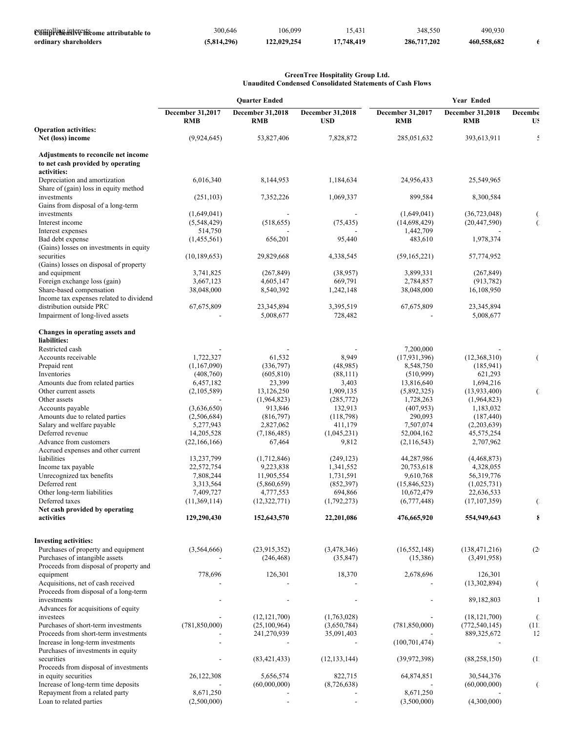| | | | | | | |
|---|---|---|---|---|---|---|
| controlling interests | 300,646 | 106,099 | 15,431 | 348,550 | 490,930 | |
| **Comprehensive income attributable to ordinary shareholders** | **(5,814,296)** | **122,029,254** | **17,748,419** | **286,717,202** | **460,558,682** | **6** |

**GreenTree Hospitality Group Ltd.**
**Unaudited Condensed Consolidated Statements of Cash Flows**

| | Quarter Ended | | | Year Ended | | |
|---|---|---|---|---|---|---|
| | **December 31,2017 RMB** | **December 31,2018 RMB** | **December 31,2018 USD** | **December 31,2017 RMB** | **December 31,2018 RMB** | **Decembe US** |
| **Operation activities:** | | | | | | |
| **Net (loss) income** | (9,924,645) | 53,827,406 | 7,828,872 | 285,051,632 | 393,613,911 | 5 |
| **Adjustments to reconcile net income to net cash provided by operating activities:** | | | | | | |
| Depreciation and amortization | 6,016,340 | 8,144,953 | 1,184,634 | 24,956,433 | 25,549,965 | |
| Share of (gain) loss in equity method investments | (251,103) | 7,352,226 | 1,069,337 | 899,584 | 8,300,584 | |
| Gains from disposal of a long-term investments | (1,649,041) | - | - | (1,649,041) | (36,723,048) | ( |
| Interest income | (5,548,429) | (518,655) | (75,435) | (14,698,429) | (20,447,590) | ( |
| Interest expenses | 514,750 | - | - | 1,442,709 | - | |
| Bad debt expense | (1,455,561) | 656,201 | 95,440 | 483,610 | 1,978,374 | |
| (Gains) losses on investments in equity securities | (10,189,653) | 29,829,668 | 4,338,545 | (59,165,221) | 57,774,952 | |
| (Gains) losses on disposal of property and equipment | 3,741,825 | (267,849) | (38,957) | 3,899,331 | (267,849) | |
| Foreign exchange loss (gain) | 3,667,123 | 4,605,147 | 669,791 | 2,784,857 | (913,782) | |
| Share-based compensation | 38,048,000 | 8,540,392 | 1,242,148 | 38,048,000 | 16,108,950 | |
| Income tax expenses related to dividend distribution outside PRC | 67,675,809 | 23,345,894 | 3,395,519 | 67,675,809 | 23,345,894 | |
| Impairment of long-lived assets | - | 5,008,677 | 728,482 | - | 5,008,677 | |
| **Changes in operating assets and liabilities:** | | | | | | |
| Restricted cash | - | - | - | 7,200,000 | - | |
| Accounts receivable | 1,722,327 | 61,532 | 8,949 | (17,931,396) | (12,368,310) | ( |
| Prepaid rent | (1,167,090) | (336,797) | (48,985) | 8,548,750 | (185,941) | |
| Inventories | (408,760) | (605,810) | (88,111) | (510,999) | 621,293 | |
| Amounts due from related parties | 6,457,182 | 23,399 | 3,403 | 13,816,640 | 1,694,216 | |
| Other current assets | (2,105,589) | 13,126,250 | 1,909,135 | (5,892,325) | (13,933,400) | ( |
| Other assets | - | (1,964,823) | (285,772) | 1,728,263 | (1,964,823) | |
| Accounts payable | (3,636,650) | 913,846 | 132,913 | (407,953) | 1,183,032 | |
| Amounts due to related parties | (2,506,684) | (816,797) | (118,798) | 290,093 | (187,440) | |
| Salary and welfare payable | 5,277,943 | 2,827,062 | 411,179 | 7,507,074 | (2,203,639) | |
| Deferred revenue | 14,205,528 | (7,186,485) | (1,045,231) | 52,004,162 | 45,575,254 | |
| Advance from customers | (22,166,166) | 67,464 | 9,812 | (2,116,543) | 2,707,962 | |
| Accrued expenses and other current liabilities | 13,237,799 | (1,712,846) | (249,123) | 44,287,986 | (4,468,873) | |
| Income tax payable | 22,572,754 | 9,223,838 | 1,341,552 | 20,753,618 | 4,328,055 | |
| Unrecognized tax benefits | 7,808,244 | 11,905,554 | 1,731,591 | 9,610,768 | 56,319,776 | |
| Deferred rent | 3,313,564 | (5,860,659) | (852,397) | (15,846,523) | (1,025,731) | |
| Other long-term liabilities | 7,409,727 | 4,777,553 | 694,866 | 10,672,479 | 22,636,533 | |
| Deferred taxes | (11,369,114) | (12,322,771) | (1,792,273) | (6,777,448) | (17,107,359) | ( |
| **Net cash provided by operating activities** | **129,290,430** | **152,643,570** | **22,201,086** | **476,665,920** | **554,949,643** | **8** |
| **Investing activities:** | | | | | | |
| Purchases of property and equipment | (3,564,666) | (23,915,352) | (3,478,346) | (16,552,148) | (138,471,216) | (2 |
| Purchases of intangible assets | - | (246,468) | (35,847) | (15,386) | (3,491,958) | |
| Proceeds from disposal of property and equipment | 778,696 | 126,301 | 18,370 | 2,678,696 | 126,301 | |
| Acquisitions, net of cash received | - | - | - | - | (13,302,894) | ( |
| Proceeds from disposal of a long-term investments | - | - | - | - | 89,182,803 | 1 |
| Advances for acquisitions of equity investees | - | (12,121,700) | (1,763,028) | - | (18,121,700) | ( |
| Purchases of short-term investments | (781,850,000) | (25,100,964) | (3,650,784) | (781,850,000) | (772,540,145) | (11 |
| Proceeds from short-term investments | - | 241,270,939 | 35,091,403 | - | 889,325,672 | 12 |
| Increase in long-term investments | - | - | - | (100,701,474) | - | |
| Purchases of investments in equity securities | - | (83,421,433) | (12,133,144) | (39,972,398) | (88,258,150) | (1 |
| Proceeds from disposal of investments in equity securities | 26,122,308 | 5,656,574 | 822,715 | 64,874,851 | 30,544,376 | |
| Increase of long-term time deposits | - | (60,000,000) | (8,726,638) | - | (60,000,000) | ( |
| Repayment from a related party | 8,671,250 | - | - | 8,671,250 | - | |
| Loan to related parties | (2,500,000) | - | - | (3,500,000) | (4,300,000) | |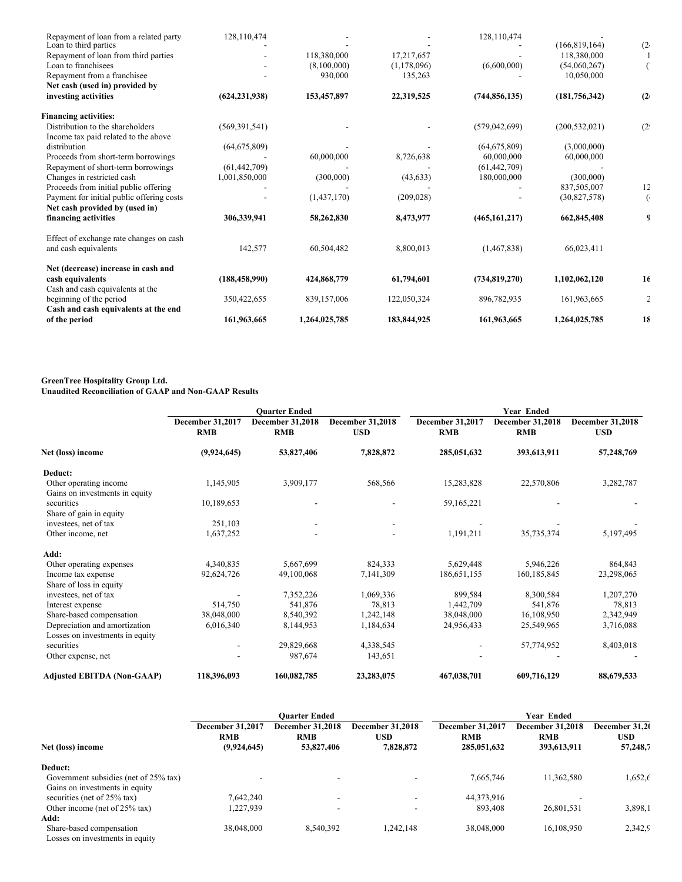| | | | | | | |
|---|---|---|---|---|---|---|
| Repayment of loan from a related party | 128,110,474 | - | - | 128,110,474 | - | |
| Loan to third parties | - | - | - | - | (166,819,164) | (2 |
| Repayment of loan from third parties | - | 118,380,000 | 17,217,657 | - | 118,380,000 | 1 |
| Loan to franchisees | - | (8,100,000) | (1,178,096) | (6,600,000) | (54,060,267) | ( |
| Repayment from a franchisee | - | 930,000 | 135,263 | - | 10,050,000 | |
| **Net cash (used in) provided by investing activities** | **(624,231,938)** | **153,457,897** | **22,319,525** | **(744,856,135)** | **(181,756,342)** | **(2** |
| **Financing activities:** | | | | | | |
| Distribution to the shareholders | (569,391,541) | - | - | (579,042,699) | (200,532,021) | (2 |
| Income tax paid related to the above distribution | (64,675,809) | - | - | (64,675,809) | (3,000,000) | |
| Proceeds from short-term borrowings | - | 60,000,000 | 8,726,638 | 60,000,000 | 60,000,000 | |
| Repayment of short-term borrowings | (61,442,709) | - | - | (61,442,709) | - | |
| Changes in restricted cash | 1,001,850,000 | (300,000) | (43,633) | 180,000,000 | (300,000) | |
| Proceeds from initial public offering | - | - | - | - | 837,505,007 | 12 |
| Payment for initial public offering costs | - | (1,437,170) | (209,028) | - | (30,827,578) | ( |
| **Net cash provided by (used in) financing activities** | **306,339,941** | **58,262,830** | **8,473,977** | **(465,161,217)** | **662,845,408** | **9** |
| Effect of exchange rate changes on cash and cash equivalents | 142,577 | 60,504,482 | 8,800,013 | (1,467,838) | 66,023,411 | |
| **Net (decrease) increase in cash and cash equivalents** | **(188,458,990)** | **424,868,779** | **61,794,601** | **(734,819,270)** | **1,102,062,120** | **16** |
| Cash and cash equivalents at the beginning of the period | 350,422,655 | 839,157,006 | 122,050,324 | 896,782,935 | 161,963,665 | 2 |
| **Cash and cash equivalents at the end of the period** | **161,963,665** | **1,264,025,785** | **183,844,925** | **161,963,665** | **1,264,025,785** | **18** |

**GreenTree Hospitality Group Ltd.**
**Unaudited Reconciliation of GAAP and Non-GAAP Results**

| | Quarter Ended | | | Year Ended | | |
|---|---|---|---|---|---|---|
| | **December 31,2017 RMB** | **December 31,2018 RMB** | **December 31,2018 USD** | **December 31,2017 RMB** | **December 31,2018 RMB** | **December 31,2018 USD** |
| **Net (loss) income** | **(9,924,645)** | **53,827,406** | **7,828,872** | **285,051,632** | **393,613,911** | **57,248,769** |
| **Deduct:** | | | | | | |
| Other operating income | 1,145,905 | 3,909,177 | 568,566 | 15,283,828 | 22,570,806 | 3,282,787 |
| Gains on investments in equity securities | 10,189,653 | - | - | 59,165,221 | - | - |
| Share of gain in equity investees, net of tax | 251,103 | - | - | - | - | - |
| Other income, net | 1,637,252 | - | - | 1,191,211 | 35,735,374 | 5,197,495 |
| **Add:** | | | | | | |
| Other operating expenses | 4,340,835 | 5,667,699 | 824,333 | 5,629,448 | 5,946,226 | 864,843 |
| Income tax expense | 92,624,726 | 49,100,068 | 7,141,309 | 186,651,155 | 160,185,845 | 23,298,065 |
| Share of loss in equity investees, net of tax | - | 7,352,226 | 1,069,336 | 899,584 | 8,300,584 | 1,207,270 |
| Interest expense | 514,750 | 541,876 | 78,813 | 1,442,709 | 541,876 | 78,813 |
| Share-based compensation | 38,048,000 | 8,540,392 | 1,242,148 | 38,048,000 | 16,108,950 | 2,342,949 |
| Depreciation and amortization | 6,016,340 | 8,144,953 | 1,184,634 | 24,956,433 | 25,549,965 | 3,716,088 |
| Losses on investments in equity securities | - | 29,829,668 | 4,338,545 | - | 57,774,952 | 8,403,018 |
| Other expense, net | - | 987,674 | 143,651 | - | - | - |
| **Adjusted EBITDA (Non-GAAP)** | **118,396,093** | **160,082,785** | **23,283,075** | **467,038,701** | **609,716,129** | **88,679,533** |

| | Quarter Ended | | | Year Ended | | |
|---|---|---|---|---|---|---|
| | **December 31,2017 RMB** | **December 31,2018 RMB** | **December 31,2018 USD** | **December 31,2017 RMB** | **December 31,2018 RMB** | **December 31,20 USD** |
| **Net (loss) income** | **(9,924,645)** | **53,827,406** | **7,828,872** | **285,051,632** | **393,613,911** | **57,248,7** |
| **Deduct:** | | | | | | |
| Government subsidies (net of 25% tax) | - | - | - | 7,665,746 | 11,362,580 | 1,652,6 |
| Gains on investments in equity securities (net of 25% tax) | 7,642,240 | - | - | 44,373,916 | - | |
| Other income (net of 25% tax) | 1,227,939 | - | - | 893,408 | 26,801,531 | 3,898,1 |
| **Add:** | | | | | | |
| Share-based compensation | 38,048,000 | 8,540,392 | 1,242,148 | 38,048,000 | 16,108,950 | 2,342,9 |
| Losses on investments in equity | | | | | | |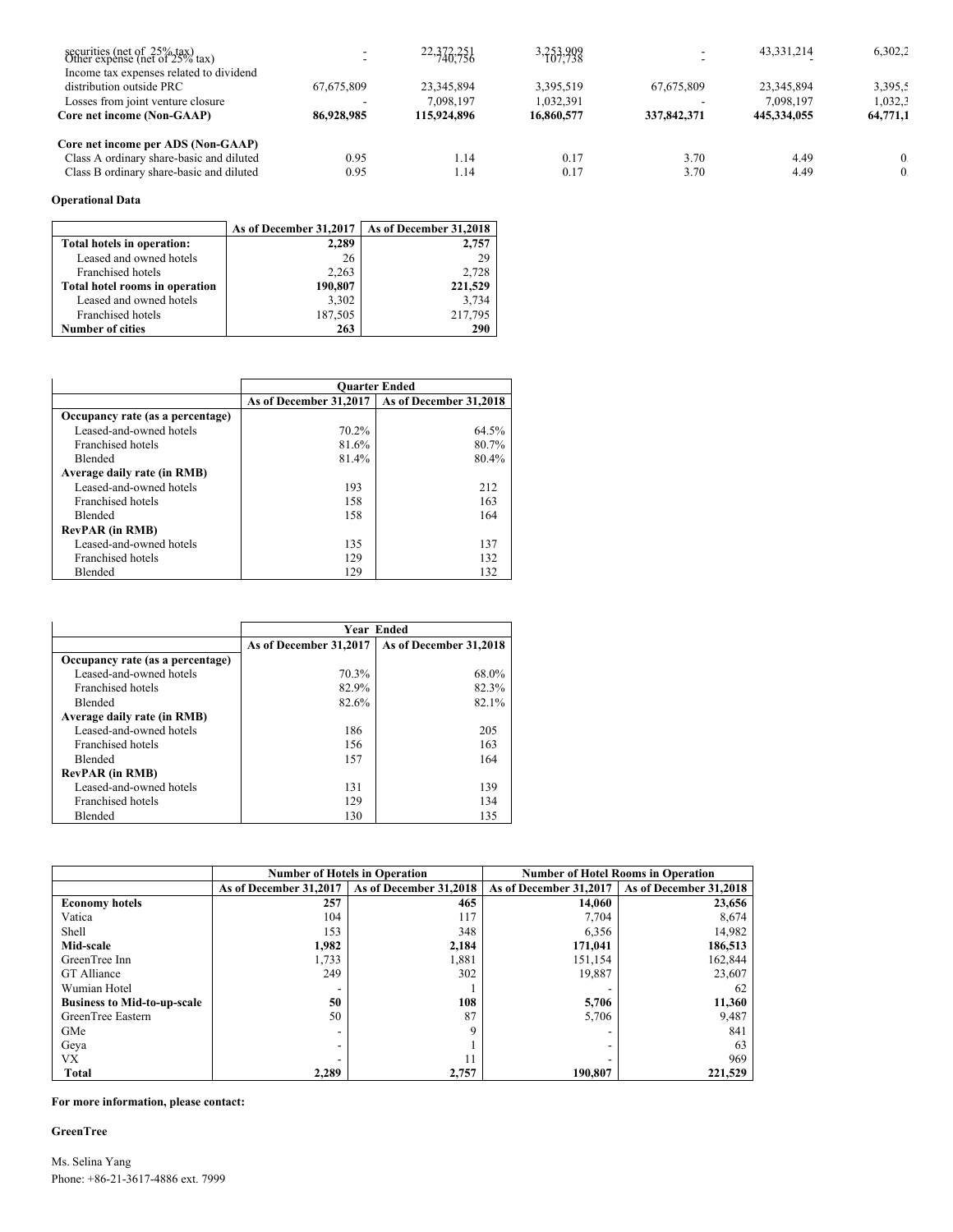| | | | | | | |
|---|---|---|---|---|---|---|
| securities (net of 25% tax) | - | 22,372,251 | 3,253,909 | - | 43,331,214 | 6,302,2 |
| Other expense (net of 25% tax) | - | 740,756 | 107,738 | - | - | |
| Income tax expenses related to dividend distribution outside PRC | 67,675,809 | 23,345,894 | 3,395,519 | 67,675,809 | 23,345,894 | 3,395,5 |
| Losses from joint venture closure | - | 7,098,197 | 1,032,391 | - | 7,098,197 | 1,032,3 |
| **Core net income (Non-GAAP)** | **86,928,985** | **115,924,896** | **16,860,577** | **337,842,371** | **445,334,055** | **64,771,1** |
| | | | | | | |
| **Core net income per ADS (Non-GAAP)** | | | | | | |
| Class A ordinary share-basic and diluted | 0.95 | 1.14 | 0.17 | 3.70 | 4.49 | 0. |
| Class B ordinary share-basic and diluted | 0.95 | 1.14 | 0.17 | 3.70 | 4.49 | 0 |

**Operational Data**

| | As of December 31,2017 | As of December 31,2018 |
|---|---|---|
| **Total hotels in operation:** | **2,289** | **2,757** |
| Leased and owned hotels | 26 | 29 |
| Franchised hotels | 2,263 | 2,728 |
| **Total hotel rooms in operation** | **190,807** | **221,529** |
| Leased and owned hotels | 3,302 | 3,734 |
| Franchised hotels | 187,505 | 217,795 |
| **Number of cities** | **263** | **290** |

| | Quarter Ended | |
|---|---|---|
| | As of December 31,2017 | As of December 31,2018 |
| **Occupancy rate (as a percentage)** | | |
| Leased-and-owned hotels | 70.2% | 64.5% |
| Franchised hotels | 81.6% | 80.7% |
| Blended | 81.4% | 80.4% |
| **Average daily rate (in RMB)** | | |
| Leased-and-owned hotels | 193 | 212 |
| Franchised hotels | 158 | 163 |
| Blended | 158 | 164 |
| **RevPAR (in RMB)** | | |
| Leased-and-owned hotels | 135 | 137 |
| Franchised hotels | 129 | 132 |
| Blended | 129 | 132 |

| | Year Ended | |
|---|---|---|
| | As of December 31,2017 | As of December 31,2018 |
| **Occupancy rate (as a percentage)** | | |
| Leased-and-owned hotels | 70.3% | 68.0% |
| Franchised hotels | 82.9% | 82.3% |
| Blended | 82.6% | 82.1% |
| **Average daily rate (in RMB)** | | |
| Leased-and-owned hotels | 186 | 205 |
| Franchised hotels | 156 | 163 |
| Blended | 157 | 164 |
| **RevPAR (in RMB)** | | |
| Leased-and-owned hotels | 131 | 139 |
| Franchised hotels | 129 | 134 |
| Blended | 130 | 135 |

| | Number of Hotels in Operation | | Number of Hotel Rooms in Operation | |
|---|---|---|---|---|
| | As of December 31,2017 | As of December 31,2018 | As of December 31,2017 | As of December 31,2018 |
| **Economy hotels** | **257** | **465** | **14,060** | **23,656** |
| Vatica | 104 | 117 | 7,704 | 8,674 |
| Shell | 153 | 348 | 6,356 | 14,982 |
| **Mid-scale** | **1,982** | **2,184** | **171,041** | **186,513** |
| GreenTree Inn | 1,733 | 1,881 | 151,154 | 162,844 |
| GT Alliance | 249 | 302 | 19,887 | 23,607 |
| Wumian Hotel | - | 1 | - | 62 |
| **Business to Mid-to-up-scale** | **50** | **108** | **5,706** | **11,360** |
| GreenTree Eastern | 50 | 87 | 5,706 | 9,487 |
| GMe | - | 9 | - | 841 |
| Geya | - | 1 | - | 63 |
| VX | - | 11 | - | 969 |
| **Total** | **2,289** | **2,757** | **190,807** | **221,529** |

**For more information, please contact:**

**GreenTree**

Ms. Selina Yang
Phone: +86-21-3617-4886 ext. 7999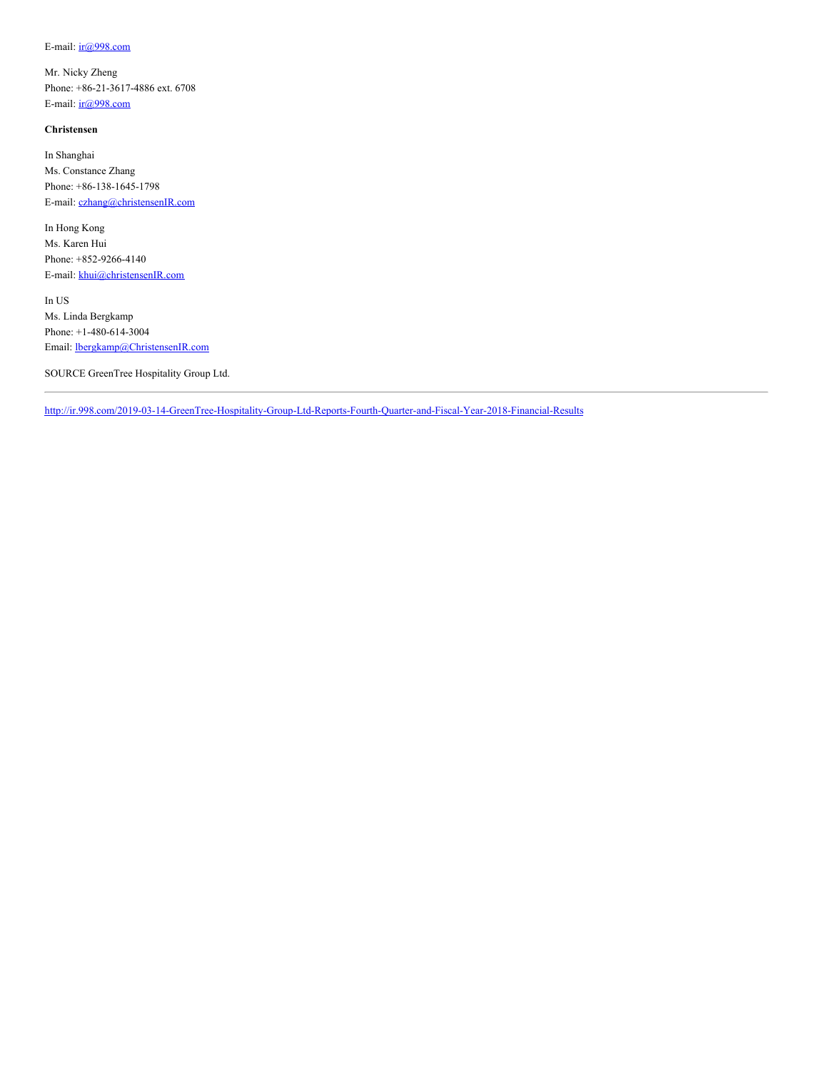E-mail: ir@998.com

Mr. Nicky Zheng
Phone: +86-21-3617-4886 ext. 6708
E-mail: ir@998.com

**Christensen**

In Shanghai
Ms. Constance Zhang
Phone: +86-138-1645-1798
E-mail: czhang@christensenIR.com

In Hong Kong
Ms. Karen Hui
Phone: +852-9266-4140
E-mail: khui@christensenIR.com

In US
Ms. Linda Bergkamp
Phone: +1-480-614-3004
Email: lbergkamp@ChristensenIR.com

SOURCE GreenTree Hospitality Group Ltd.

---

http://ir.998.com/2019-03-14-GreenTree-Hospitality-Group-Ltd-Reports-Fourth-Quarter-and-Fiscal-Year-2018-Financial-Results